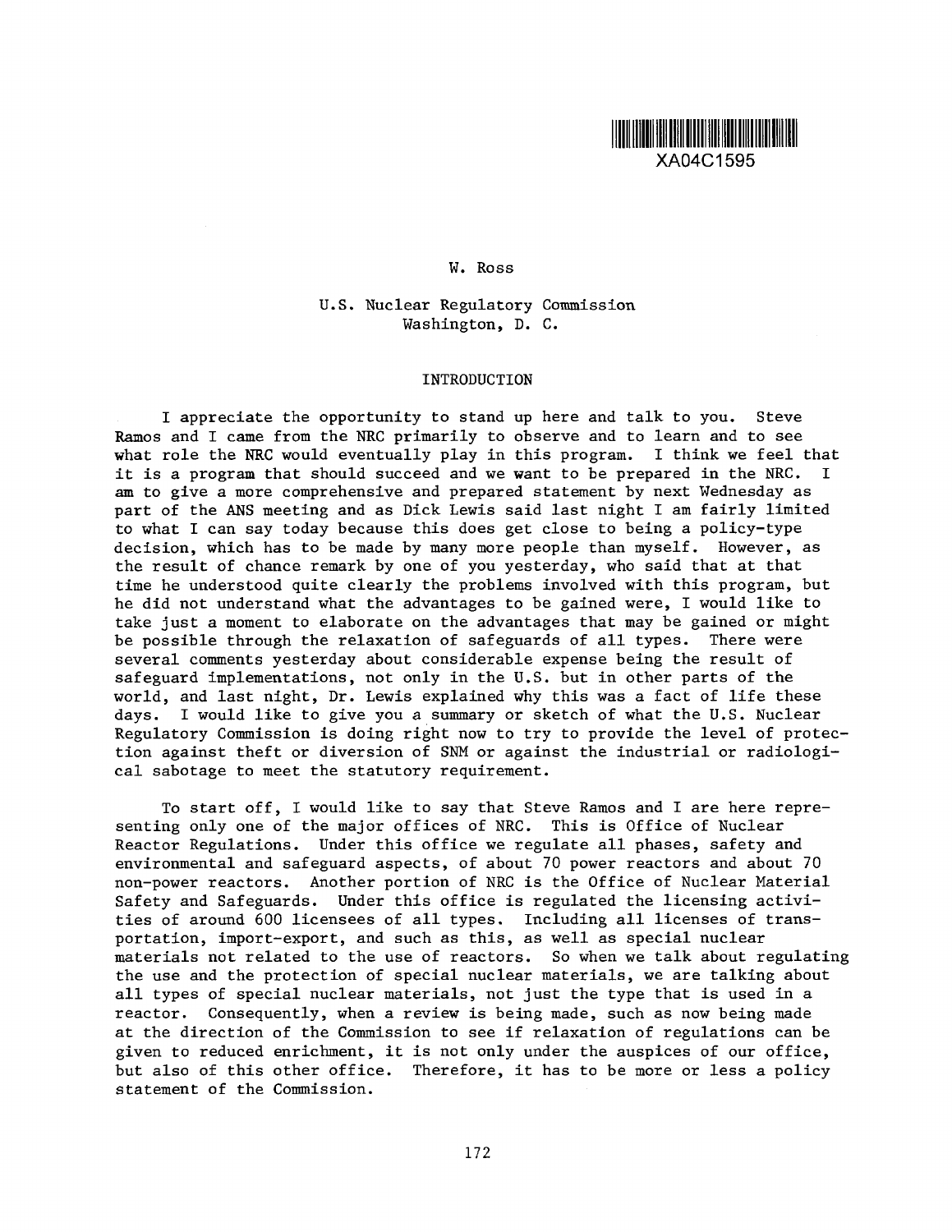XA04C1595

W. Ross

U.S. Nuclear Regulatory Commission
Washington, D. C.

## INTRODUCTION

I appreciate the opportunity to stand up here and talk to you. Steve Ramos and I came from the NRC primarily to observe and to learn and to see what role the NRC would eventually play in this program. I think we feel that it is a program that should succeed and we want to be prepared in the NRC. I am to give a more comprehensive and prepared statement by next Wednesday as part of the ANS meeting and as Dick Lewis said last night I am fairly limited to what I can say today because this does get close to being a policy-type decision, which has to be made by many more people than myself. However, as the result of chance remark by one of you yesterday, who said that at that time he understood quite clearly the problems involved with this program, but he did not understand what the advantages to be gained were, I would like to take just a moment to elaborate on the advantages that may be gained or might be possible through the relaxation of safeguards of all types. There were several comments yesterday about considerable expense being the result of safeguard implementations, not only in the U.S. but in other parts of the world, and last night, Dr. Lewis explained why this was a fact of life these days. I would like to give you a summary or sketch of what the U.S. Nuclear Regulatory Commission is doing right now to try to provide the level of protection against theft or diversion of SNM or against the industrial or radiological sabotage to meet the statutory requirement.

To start off, I would like to say that Steve Ramos and I are here representing only one of the major offices of NRC. This is Office of Nuclear Reactor Regulations. Under this office we regulate all phases, safety and environmental and safeguard aspects, of about 70 power reactors and about 70 non-power reactors. Another portion of NRC is the Office of Nuclear Material Safety and Safeguards. Under this office is regulated the licensing activities of around 600 licensees of all types. Including all licenses of transportation, import-export, and such as this, as well as special nuclear materials not related to the use of reactors. So when we talk about regulating the use and the protection of special nuclear materials, we are talking about all types of special nuclear materials, not just the type that is used in a reactor. Consequently, when a review is being made, such as now being made at the direction of the Commission to see if relaxation of regulations can be given to reduced enrichment, it is not only under the auspices of our office, but also of this other office. Therefore, it has to be more or less a policy statement of the Commission.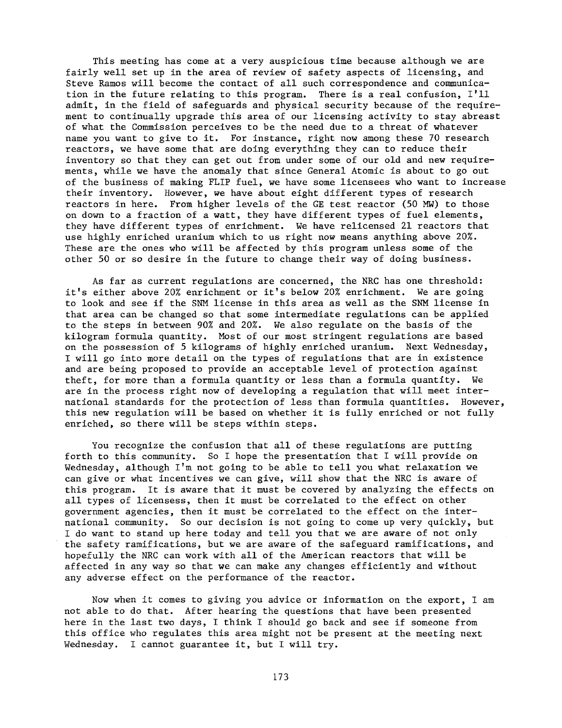This meeting has come at a very auspicious time because although we are fairly well set up in the area of review of safety aspects of licensing, and Steve Ramos will become the contact of all such correspondence and communication in the future relating to this program. There is a real confusion, I'll admit, in the field of safeguards and physical security because of the requirement to continually upgrade this area of our licensing activity to stay abreast of what the Commission perceives to be the need due to a threat of whatever name you want to give to it. For instance, right now among these 70 research reactors, we have some that are doing everything they can to reduce their inventory so that they can get out from under some of our old and new requirements, while we have the anomaly that since General Atomic is about to go out of the business of making FLIP fuel, we have some licensees who want to increase their inventory. However, we have about eight different types of research reactors in here. From higher levels of the GE test reactor (50 MW) to those on down to a fraction of a watt, they have different types of fuel elements, they have different types of enrichment. We have relicensed 21 reactors that use highly enriched uranium which to us right now means anything above 20%. These are the ones who will be affected by this program unless some of the other 50 or so desire in the future to change their way of doing business.

As far as current regulations are concerned, the NRC has one threshold: it's either above 20% enrichment or it's below 20% enrichment. We are going to look and see if the SNM license in this area as well as the SNM license in that area can be changed so that some intermediate regulations can be applied to the steps in between 90% and 20%. We also regulate on the basis of the kilogram formula quantity. Most of our most stringent regulations are based on the possession of 5 kilograms of highly enriched uranium. Next Wednesday, I will go into more detail on the types of regulations that are in existence and are being proposed to provide an acceptable level of protection against theft, for more than a formula quantity or less than a formula quantity. We are in the process right now of developing a regulation that will meet international standards for the protection of less than formula quantities. However, this new regulation will be based on whether it is fully enriched or not fully enriched, so there will be steps within steps.

You recognize the confusion that all of these regulations are putting forth to this community. So I hope the presentation that I will provide on Wednesday, although I'm not going to be able to tell you what relaxation we can give or what incentives we can give, will show that the NRC is aware of this program. It is aware that it must be covered by analyzing the effects on all types of licensess, then it must be correlated to the effect on other government agencies, then it must be correlated to the effect on the international community. So our decision is not going to come up very quickly, but I do want to stand up here today and tell you that we are aware of not only the safety ramifications, but we are aware of the safeguard ramifications, and hopefully the NRC can work with all of the American reactors that will be affected in any way so that we can make any changes efficiently and without any adverse effect on the performance of the reactor.

Now when it comes to giving you advice or information on the export, I am not able to do that. After hearing the questions that have been presented here in the last two days, I think I should go back and see if someone from this office who regulates this area might not be present at the meeting next Wednesday. I cannot guarantee it, but I will try.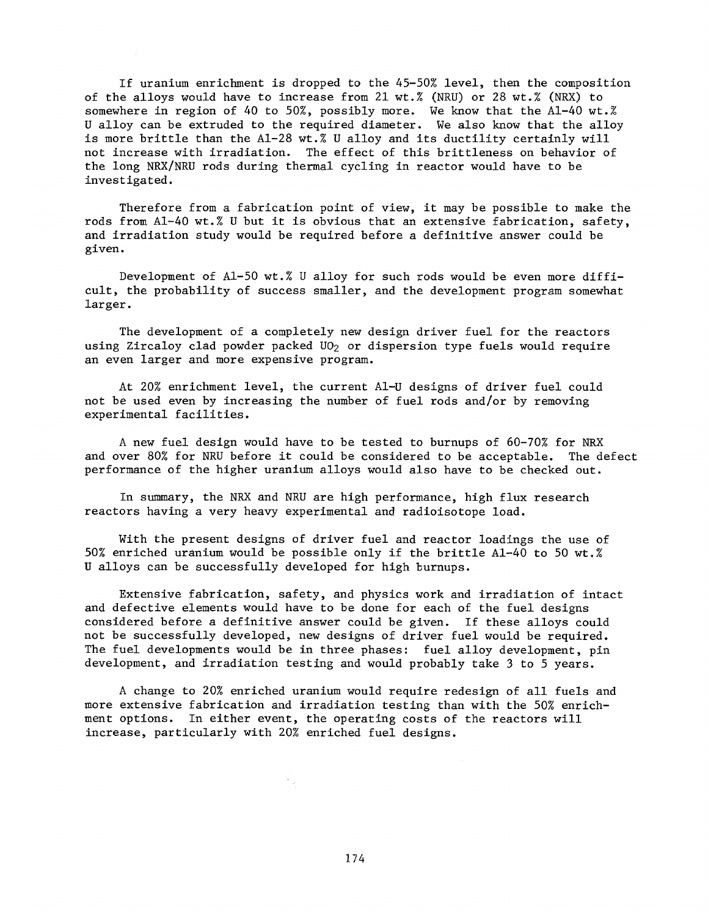If uranium enrichment is dropped to the 45-50% level, then the composition of the alloys would have to increase from 21 wt.% (NRU) or 28 wt.% (NRX) to somewhere in region of 40 to 50%, possibly more. We know that the Al-40 wt.% U alloy can be extruded to the required diameter. We also know that the alloy is more brittle than the Al-28 wt.% U alloy and its ductility certainly will not increase with irradiation. The effect of this brittleness on behavior of the long NRX/NRU rods during thermal cycling in reactor would have to be investigated.

Therefore from a fabrication point of view, it may be possible to make the rods from Al-40 wt.% U but it is obvious that an extensive fabrication, safety, and irradiation study would be required before a definitive answer could be given.

Development of Al-50 wt.% U alloy for such rods would be even more difficult, the probability of success smaller, and the development program somewhat larger.

The development of a completely new design driver fuel for the reactors using Zircaloy clad powder packed $UO_2$ or dispersion type fuels would require an even larger and more expensive program.

At 20% enrichment level, the current Al-U designs of driver fuel could not be used even by increasing the number of fuel rods and/or by removing experimental facilities.

A new fuel design would have to be tested to burnups of 60-70% for NRX and over 80% for NRU before it could be considered to be acceptable. The defect performance of the higher uranium alloys would also have to be checked out.

In summary, the NRX and NRU are high performance, high flux research reactors having a very heavy experimental and radioisotope load.

With the present designs of driver fuel and reactor loadings the use of 50% enriched uranium would be possible only if the brittle Al-40 to 50 wt.% U alloys can be successfully developed for high burnups.

Extensive fabrication, safety, and physics work and irradiation of intact and defective elements would have to be done for each of the fuel designs considered before a definitive answer could be given. If these alloys could not be successfully developed, new designs of driver fuel would be required. The fuel developments would be in three phases: fuel alloy development, pin development, and irradiation testing and would probably take 3 to 5 years.

A change to 20% enriched uranium would require redesign of all fuels and more extensive fabrication and irradiation testing than with the 50% enrichment options. In either event, the operating costs of the reactors will increase, particularly with 20% enriched fuel designs.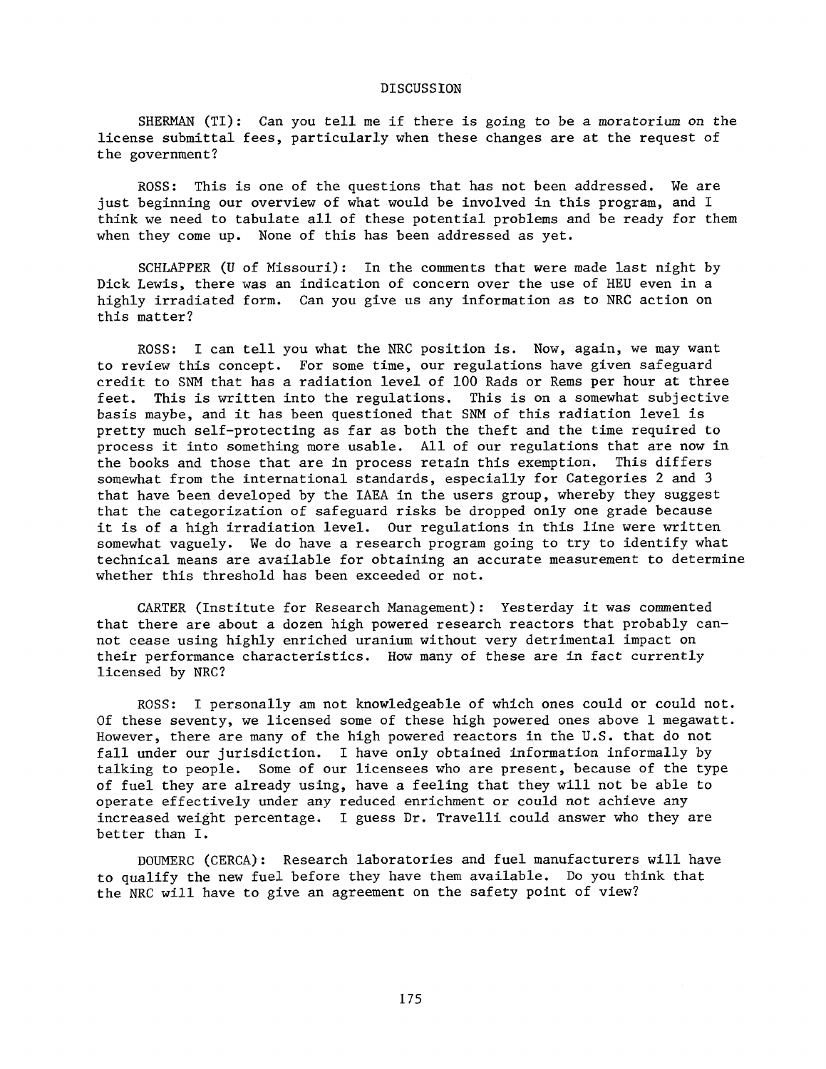## DISCUSSION

SHERMAN (TI): Can you tell me if there is going to be a moratorium on the license submittal fees, particularly when these changes are at the request of the government?

ROSS: This is one of the questions that has not been addressed. We are just beginning our overview of what would be involved in this program, and I think we need to tabulate all of these potential problems and be ready for them when they come up. None of this has been addressed as yet.

SCHLAPPER (U of Missouri): In the comments that were made last night by Dick Lewis, there was an indication of concern over the use of HEU even in a highly irradiated form. Can you give us any information as to NRC action on this matter?

ROSS: I can tell you what the NRC position is. Now, again, we may want to review this concept. For some time, our regulations have given safeguard credit to SNM that has a radiation level of 100 Rads or Rems per hour at three feet. This is written into the regulations. This is on a somewhat subjective basis maybe, and it has been questioned that SNM of this radiation level is pretty much self-protecting as far as both the theft and the time required to process it into something more usable. All of our regulations that are now in the books and those that are in process retain this exemption. This differs somewhat from the international standards, especially for Categories 2 and 3 that have been developed by the IAEA in the users group, whereby they suggest that the categorization of safeguard risks be dropped only one grade because it is of a high irradiation level. Our regulations in this line were written somewhat vaguely. We do have a research program going to try to identify what technical means are available for obtaining an accurate measurement to determine whether this threshold has been exceeded or not.

CARTER (Institute for Research Management): Yesterday it was commented that there are about a dozen high powered research reactors that probably cannot cease using highly enriched uranium without very detrimental impact on their performance characteristics. How many of these are in fact currently licensed by NRC?

ROSS: I personally am not knowledgeable of which ones could or could not. Of these seventy, we licensed some of these high powered ones above 1 megawatt. However, there are many of the high powered reactors in the U.S. that do not fall under our jurisdiction. I have only obtained information informally by talking to people. Some of our licensees who are present, because of the type of fuel they are already using, have a feeling that they will not be able to operate effectively under any reduced enrichment or could not achieve any increased weight percentage. I guess Dr. Travelli could answer who they are better than I.

DOUMERC (CERCA): Research laboratories and fuel manufacturers will have to qualify the new fuel before they have them available. Do you think that the NRC will have to give an agreement on the safety point of view?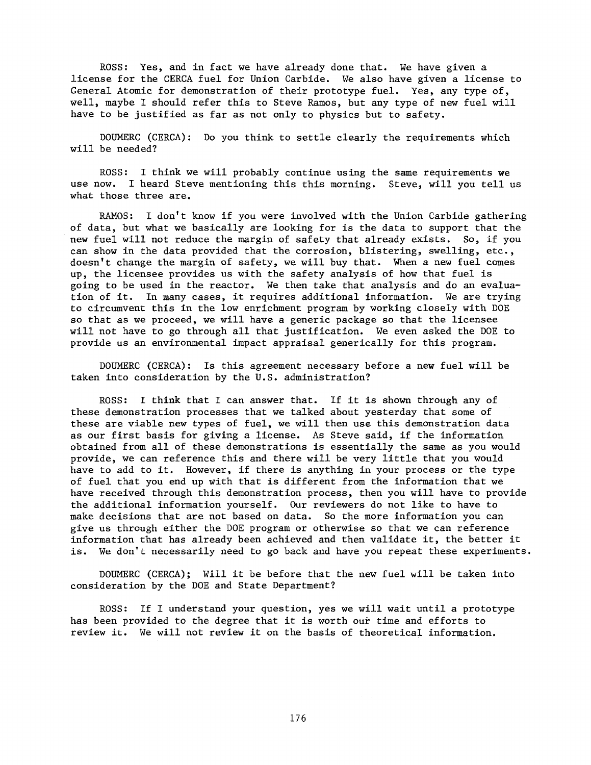ROSS: Yes, and in fact we have already done that. We have given a license for the CERCA fuel for Union Carbide. We also have given a license to General Atomic for demonstration of their prototype fuel. Yes, any type of, well, maybe I should refer this to Steve Ramos, but any type of new fuel will have to be justified as far as not only to physics but to safety.

DOUMERC (CERCA): Do you think to settle clearly the requirements which will be needed?

ROSS: I think we will probably continue using the same requirements we use now. I heard Steve mentioning this this morning. Steve, will you tell us what those three are.

RAMOS: I don't know if you were involved with the Union Carbide gathering of data, but what we basically are looking for is the data to support that the new fuel will not reduce the margin of safety that already exists. So, if you can show in the data provided that the corrosion, blistering, swelling, etc., doesn't change the margin of safety, we will buy that. When a new fuel comes up, the licensee provides us with the safety analysis of how that fuel is going to be used in the reactor. We then take that analysis and do an evaluation of it. In many cases, it requires additional information. We are trying to circumvent this in the low enrichment program by working closely with DOE so that as we proceed, we will have a generic package so that the licensee will not have to go through all that justification. We even asked the DOE to provide us an environmental impact appraisal generically for this program.

DOUMERC (CERCA): Is this agreement necessary before a new fuel will be taken into consideration by the U.S. administration?

ROSS: I think that I can answer that. If it is shown through any of these demonstration processes that we talked about yesterday that some of these are viable new types of fuel, we will then use this demonstration data as our first basis for giving a license. As Steve said, if the information obtained from all of these demonstrations is essentially the same as you would provide, we can reference this and there will be very little that you would have to add to it. However, if there is anything in your process or the type of fuel that you end up with that is different from the information that we have received through this demonstration process, then you will have to provide the additional information yourself. Our reviewers do not like to have to make decisions that are not based on data. So the more information you can give us through either the DOE program or otherwise so that we can reference information that has already been achieved and then validate it, the better it is. We don't necessarily need to go back and have you repeat these experiments.

DOUMERC (CERCA); Will it be before that the new fuel will be taken into consideration by the DOE and State Department?

ROSS: If I understand your question, yes we will wait until a prototype has been provided to the degree that it is worth our time and efforts to review it. We will not review it on the basis of theoretical information.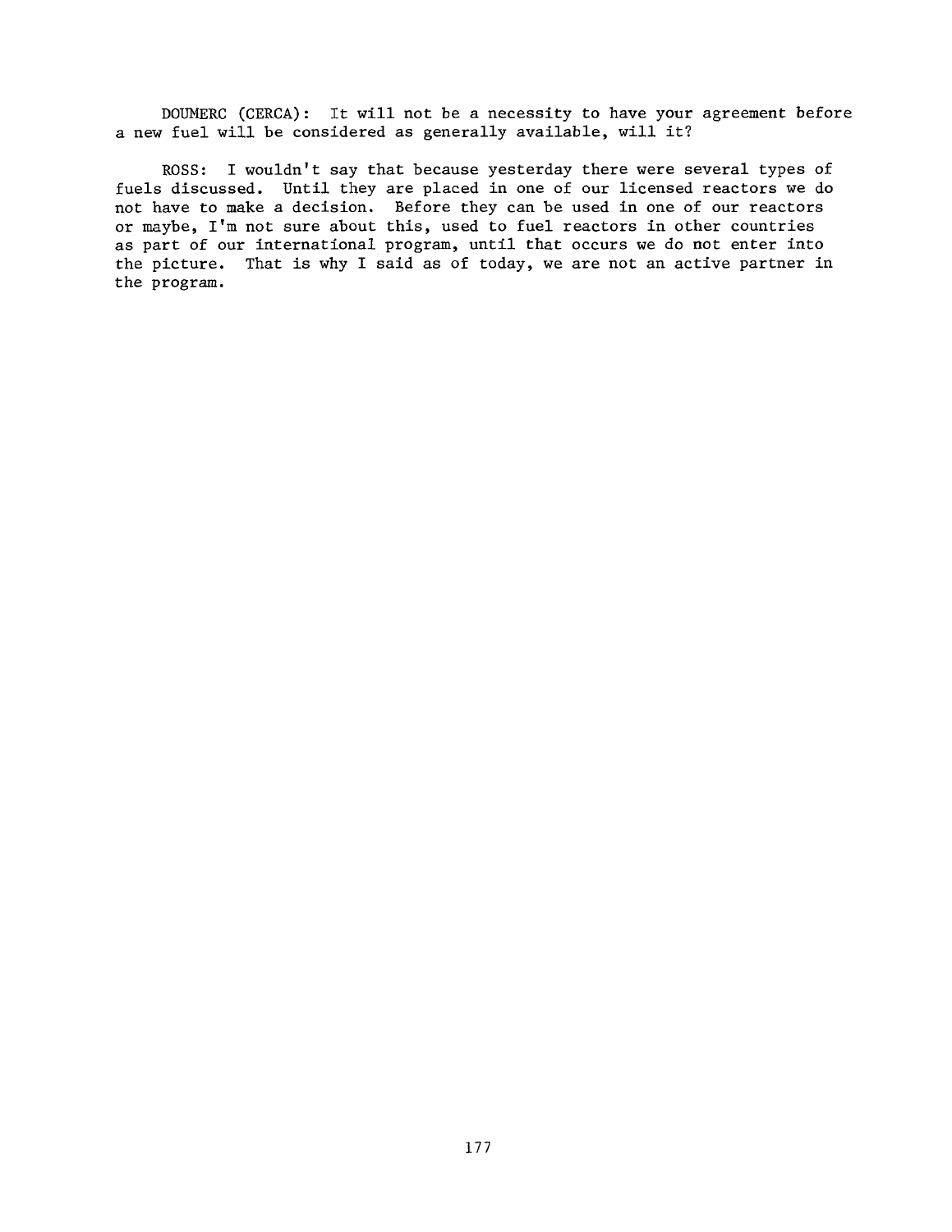DOUMERC (CERCA): It will not be a necessity to have your agreement before a new fuel will be considered as generally available, will it?

ROSS: I wouldn't say that because yesterday there were several types of fuels discussed. Until they are placed in one of our licensed reactors we do not have to make a decision. Before they can be used in one of our reactors or maybe, I'm not sure about this, used to fuel reactors in other countries as part of our international program, until that occurs we do not enter into the picture. That is why I said as of today, we are not an active partner in the program.